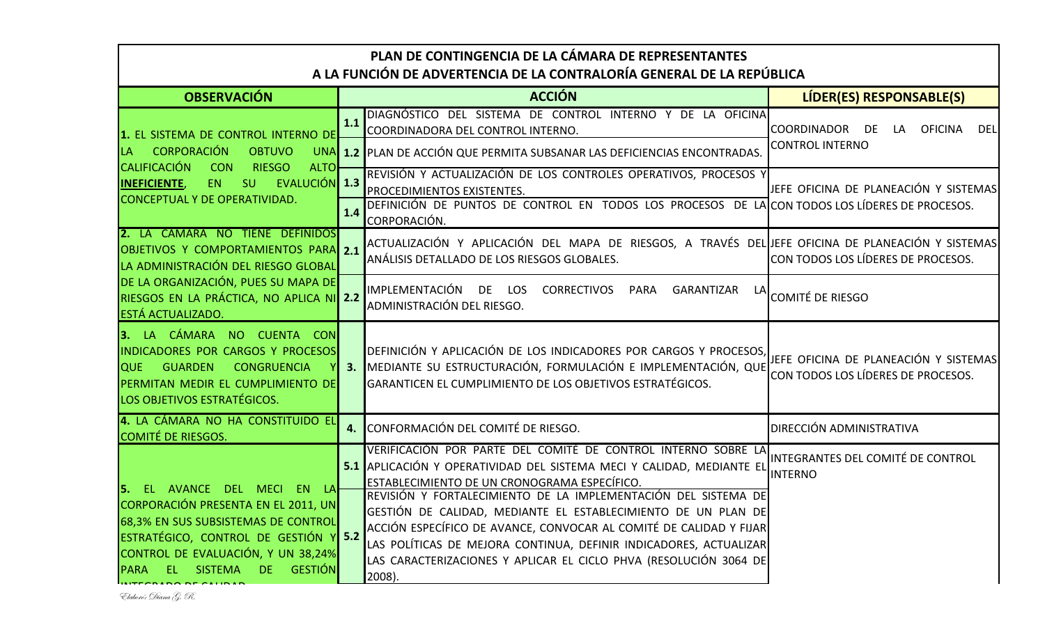# PLAN DE CONTINGENCIA DE LA CÁMARA DE REPRESENTANTES
## A LA FUNCIÓN DE ADVERTENCIA DE LA CONTRALORÍA GENERAL DE LA REPÚBLICA

| OBSERVACIÓN | ACCIÓN | | LÍDER(ES) RESPONSABLE(S) |
|---|---|---|---|
| **1.** EL SISTEMA DE CONTROL INTERNO DE LA CORPORACIÓN OBTUVO UNA CALIFICACIÓN CON RIESGO ALTO **INEFICIENTE**, EN SU EVALUCIÓN CONCEPTUAL Y DE OPERATIVIDAD. | 1.1 | DIAGNÓSTICO DEL SISTEMA DE CONTROL INTERNO Y DE LA OFICINA COORDINADORA DEL CONTROL INTERNO. | COORDINADOR DE LA OFICINA DEL CONTROL INTERNO |
| | 1.2 | PLAN DE ACCIÓN QUE PERMITA SUBSANAR LAS DEFICIENCIAS ENCONTRADAS. | |
| | 1.3 | REVISIÓN Y ACTUALIZACIÓN DE LOS CONTROLES OPERATIVOS, PROCESOS Y PROCEDIMIENTOS EXISTENTES. | JEFE OFICINA DE PLANEACIÓN Y SISTEMAS CON TODOS LOS LÍDERES DE PROCESOS. |
| | 1.4 | DEFINICIÓN DE PUNTOS DE CONTROL EN TODOS LOS PROCESOS DE LA CORPORACIÓN. | |
| **2.** LA CÁMARA NO TIENE DEFINIDOS OBJETIVOS Y COMPORTAMIENTOS PARA LA ADMINISTRACIÓN DEL RIESGO GLOBAL DE LA ORGANIZACIÓN, PUES SU MAPA DE RIESGOS EN LA PRÁCTICA, NO APLICA NI ESTÁ ACTUALIZADO. | 2.1 | ACTUALIZACIÓN Y APLICACIÓN DEL MAPA DE RIESGOS, A TRAVÉS DEL ANÁLISIS DETALLADO DE LOS RIESGOS GLOBALES. | JEFE OFICINA DE PLANEACIÓN Y SISTEMAS CON TODOS LOS LÍDERES DE PROCESOS. |
| | 2.2 | IMPLEMENTACIÓN DE LOS CORRECTIVOS PARA GARANTIZAR LA ADMINISTRACIÓN DEL RIESGO. | COMITÉ DE RIESGO |
| **3.** LA CÁMARA NO CUENTA CON INDICADORES POR CARGOS Y PROCESOS QUE GUARDEN CONGRUENCIA Y PERMITAN MEDIR EL CUMPLIMIENTO DE LOS OBJETIVOS ESTRATÉGICOS. | 3. | DEFINICIÓN Y APLICACIÓN DE LOS INDICADORES POR CARGOS Y PROCESOS, MEDIANTE SU ESTRUCTURACIÓN, FORMULACIÓN E IMPLEMENTACIÓN, QUE GARANTICEN EL CUMPLIMIENTO DE LOS OBJETIVOS ESTRATÉGICOS. | JEFE OFICINA DE PLANEACIÓN Y SISTEMAS CON TODOS LOS LÍDERES DE PROCESOS. |
| **4.** LA CÁMARA NO HA CONSTITUIDO EL COMITÉ DE RIESGOS. | 4. | CONFORMACIÓN DEL COMITÉ DE RIESGO. | DIRECCIÓN ADMINISTRATIVA |
| **5.** EL AVANCE DEL MECI EN LA CORPORACIÓN PRESENTA EN EL 2011, UN 68,3% EN SUS SUBSISTEMAS DE CONTROL ESTRATÉGICO, CONTROL DE GESTIÓN Y CONTROL DE EVALUACIÓN, Y UN 38,24% PARA EL SISTEMA DE GESTIÓN INTEGRADO DE CALIDAD. | 5.1 | VERIFICACIÓN POR PARTE DEL COMITÉ DE CONTROL INTERNO SOBRE LA APLICACIÓN Y OPERATIVIDAD DEL SISTEMA MECI Y CALIDAD, MEDIANTE EL ESTABLECIMIENTO DE UN CRONOGRAMA ESPECÍFICO. | INTEGRANTES DEL COMITÉ DE CONTROL INTERNO |
| | 5.2 | REVISIÓN Y FORTALECIMIENTO DE LA IMPLEMENTACIÓN DEL SISTEMA DE GESTIÓN DE CALIDAD, MEDIANTE EL ESTABLECIMIENTO DE UN PLAN DE ACCIÓN ESPECÍFICO DE AVANCE, CONVOCAR AL COMITÉ DE CALIDAD Y FIJAR LAS POLÍTICAS DE MEJORA CONTINUA, DEFINIR INDICADORES, ACTUALIZAR LAS CARACTERIZACIONES Y APLICAR EL CICLO PHVA (RESOLUCIÓN 3064 DE 2008). | |

*Elaboró: Diana G. R.*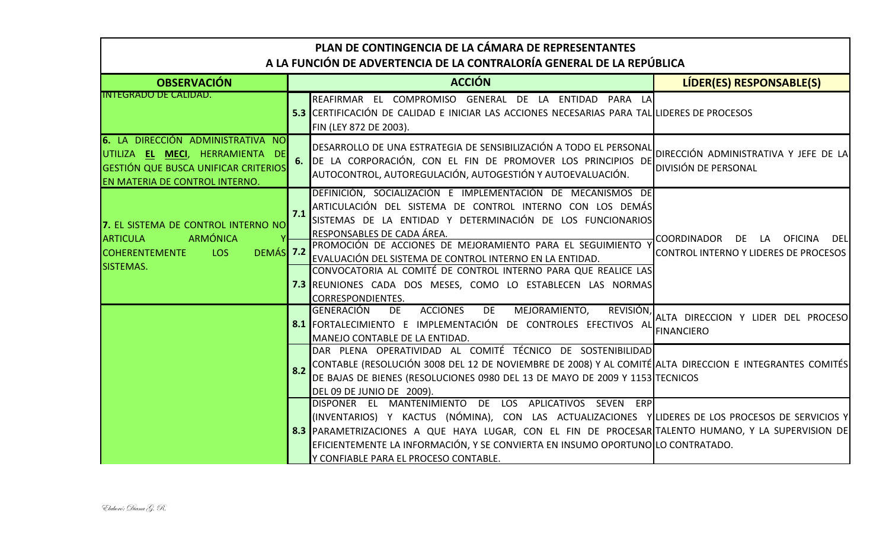# PLAN DE CONTINGENCIA DE LA CÁMARA DE REPRESENTANTES
## A LA FUNCIÓN DE ADVERTENCIA DE LA CONTRALORÍA GENERAL DE LA REPÚBLICA

| OBSERVACIÓN | ACCIÓN | | LÍDER(ES) RESPONSABLE(S) |
|---|---|---|---|
| INTEGRADO DE CALIDAD. | **5.3** | REAFIRMAR EL COMPROMISO GENERAL DE LA ENTIDAD PARA LA CERTIFICACIÓN DE CALIDAD E INICIAR LAS ACCIONES NECESARIAS PARA TAL FIN (LEY 872 DE 2003). | LIDERES DE PROCESOS |
| **6.** LA DIRECCIÓN ADMINISTRATIVA NO UTILIZA **EL MECI**, HERRAMIENTA DE GESTIÓN QUE BUSCA UNIFICAR CRITERIOS EN MATERIA DE CONTROL INTERNO. | **6.** | DESARROLLO DE UNA ESTRATEGIA DE SENSIBILIZACIÓN A TODO EL PERSONAL DE LA CORPORACIÓN, CON EL FIN DE PROMOVER LOS PRINCIPIOS DE AUTOCONTROL, AUTOREGULACIÓN, AUTOGESTIÓN Y AUTOEVALUACIÓN. | DIRECCIÓN ADMINISTRATIVA Y JEFE DE LA DIVISIÓN DE PERSONAL |
| **7.** EL SISTEMA DE CONTROL INTERNO NO ARTICULA ARMÓNICA Y COHERENTEMENTE LOS DEMÁS SISTEMAS. | **7.1** | DEFINICIÓN, SOCIALIZACIÓN E IMPLEMENTACIÓN DE MECANISMOS DE ARTICULACIÓN DEL SISTEMA DE CONTROL INTERNO CON LOS DEMÁS SISTEMAS DE LA ENTIDAD Y DETERMINACIÓN DE LOS FUNCIONARIOS RESPONSABLES DE CADA ÁREA. | COORDINADOR DE LA OFICINA DEL CONTROL INTERNO Y LIDERES DE PROCESOS |
| | **7.2** | PROMOCIÓN DE ACCIONES DE MEJORAMIENTO PARA EL SEGUIMIENTO Y EVALUACIÓN DEL SISTEMA DE CONTROL INTERNO EN LA ENTIDAD. | |
| | **7.3** | CONVOCATORIA AL COMITÉ DE CONTROL INTERNO PARA QUE REALICE LAS REUNIONES CADA DOS MESES, COMO LO ESTABLECEN LAS NORMAS CORRESPONDIENTES. | |
| | **8.1** | GENERACIÓN DE ACCIONES DE MEJORAMIENTO, REVISIÓN, FORTALECIMIENTO E IMPLEMENTACIÓN DE CONTROLES EFECTIVOS AL MANEJO CONTABLE DE LA ENTIDAD. | ALTA DIRECCION Y LIDER DEL PROCESO FINANCIERO |
| | **8.2** | DAR PLENA OPERATIVIDAD AL COMITÉ TÉCNICO DE SOSTENIBILIDAD CONTABLE (RESOLUCIÓN 3008 DEL 12 DE NOVIEMBRE DE 2008) Y AL COMITÉ DE BAJAS DE BIENES (RESOLUCIONES 0980 DEL 13 DE MAYO DE 2009 Y 1153 DEL 09 DE JUNIO DE 2009). | ALTA DIRECCION E INTEGRANTES COMITÉS TECNICOS |
| | **8.3** | DISPONER EL MANTENIMIENTO DE LOS APLICATIVOS SEVEN ERP (INVENTARIOS) Y KACTUS (NÓMINA), CON LAS ACTUALIZACIONES Y PARAMETRIZACIONES A QUE HAYA LUGAR, CON EL FIN DE PROCESAR EFICIENTEMENTE LA INFORMACIÓN, Y SE CONVIERTA EN INSUMO OPORTUNO Y CONFIABLE PARA EL PROCESO CONTABLE. | LIDERES DE LOS PROCESOS DE SERVICIOS Y TALENTO HUMANO, Y LA SUPERVISION DE LO CONTRATADO. |

*Elaboró: Diana G. R.*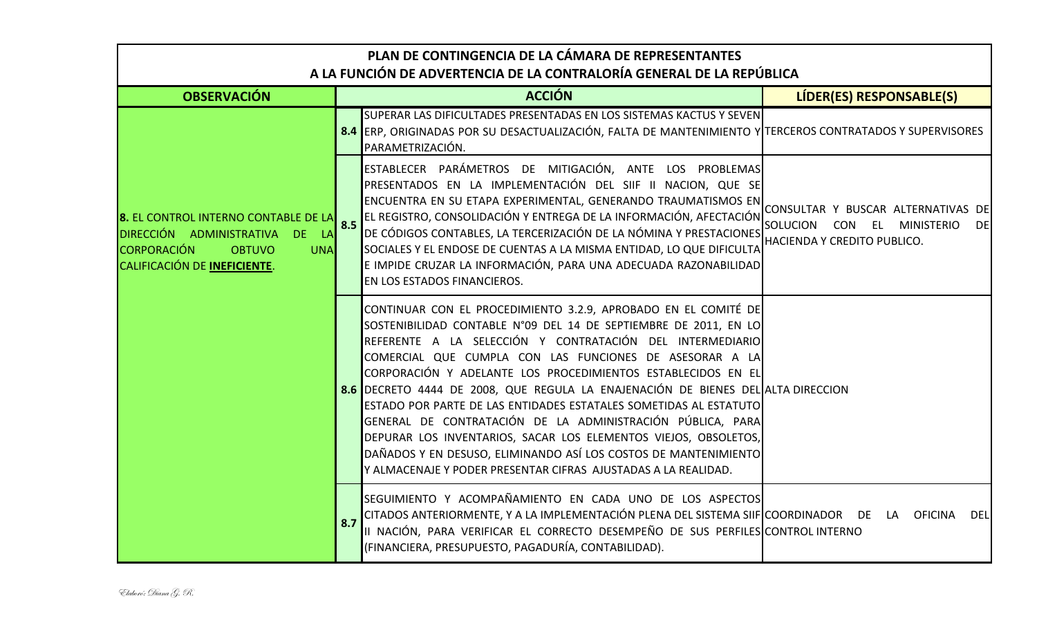**PLAN DE CONTINGENCIA DE LA CÁMARA DE REPRESENTANTES**
**A LA FUNCIÓN DE ADVERTENCIA DE LA CONTRALORÍA GENERAL DE LA REPÚBLICA**

| OBSERVACIÓN | ACCIÓN | | LÍDER(ES) RESPONSABLE(S) |
|---|---|---|---|
| **8.** EL CONTROL INTERNO CONTABLE DE LA DIRECCIÓN ADMINISTRATIVA DE LA CORPORACIÓN OBTUVO UNA CALIFICACIÓN DE **INEFICIENTE**. | **8.4** | SUPERAR LAS DIFICULTADES PRESENTADAS EN LOS SISTEMAS KACTUS Y SEVEN ERP, ORIGINADAS POR SU DESACTUALIZACIÓN, FALTA DE MANTENIMIENTO Y PARAMETRIZACIÓN. | TERCEROS CONTRATADOS Y SUPERVISORES |
| | **8.5** | ESTABLECER PARÁMETROS DE MITIGACIÓN, ANTE LOS PROBLEMAS PRESENTADOS EN LA IMPLEMENTACIÓN DEL SIIF II NACION, QUE SE ENCUENTRA EN SU ETAPA EXPERIMENTAL, GENERANDO TRAUMATISMOS EN EL REGISTRO, CONSOLIDACIÓN Y ENTREGA DE LA INFORMACIÓN, AFECTACIÓN DE CÓDIGOS CONTABLES, LA TERCERIZACIÓN DE LA NÓMINA Y PRESTACIONES SOCIALES Y EL ENDOSE DE CUENTAS A LA MISMA ENTIDAD, LO QUE DIFICULTA E IMPIDE CRUZAR LA INFORMACIÓN, PARA UNA ADECUADA RAZONABILIDAD EN LOS ESTADOS FINANCIEROS. | CONSULTAR Y BUSCAR ALTERNATIVAS DE SOLUCION CON EL MINISTERIO DE HACIENDA Y CREDITO PUBLICO. |
| | **8.6** | CONTINUAR CON EL PROCEDIMIENTO 3.2.9, APROBADO EN EL COMITÉ DE SOSTENIBILIDAD CONTABLE N°09 DEL 14 DE SEPTIEMBRE DE 2011, EN LO REFERENTE A LA SELECCIÓN Y CONTRATACIÓN DEL INTERMEDIARIO COMERCIAL QUE CUMPLA CON LAS FUNCIONES DE ASESORAR A LA CORPORACIÓN Y ADELANTE LOS PROCEDIMIENTOS ESTABLECIDOS EN EL DECRETO 4444 DE 2008, QUE REGULA LA ENAJENACIÓN DE BIENES DEL ESTADO POR PARTE DE LAS ENTIDADES ESTATALES SOMETIDAS AL ESTATUTO GENERAL DE CONTRATACIÓN DE LA ADMINISTRACIÓN PÚBLICA, PARA DEPURAR LOS INVENTARIOS, SACAR LOS ELEMENTOS VIEJOS, OBSOLETOS, DAÑADOS Y EN DESUSO, ELIMINANDO ASÍ LOS COSTOS DE MANTENIMIENTO Y ALMACENAJE Y PODER PRESENTAR CIFRAS AJUSTADAS A LA REALIDAD. | ALTA DIRECCION |
| | **8.7** | SEGUIMIENTO Y ACOMPAÑAMIENTO EN CADA UNO DE LOS ASPECTOS CITADOS ANTERIORMENTE, Y A LA IMPLEMENTACIÓN PLENA DEL SISTEMA SIIF II NACIÓN, PARA VERIFICAR EL CORRECTO DESEMPEÑO DE SUS PERFILES (FINANCIERA, PRESUPUESTO, PAGADURÍA, CONTABILIDAD). | COORDINADOR DE LA OFICINA DEL CONTROL INTERNO |

*Elaboró: Diana G. R.*